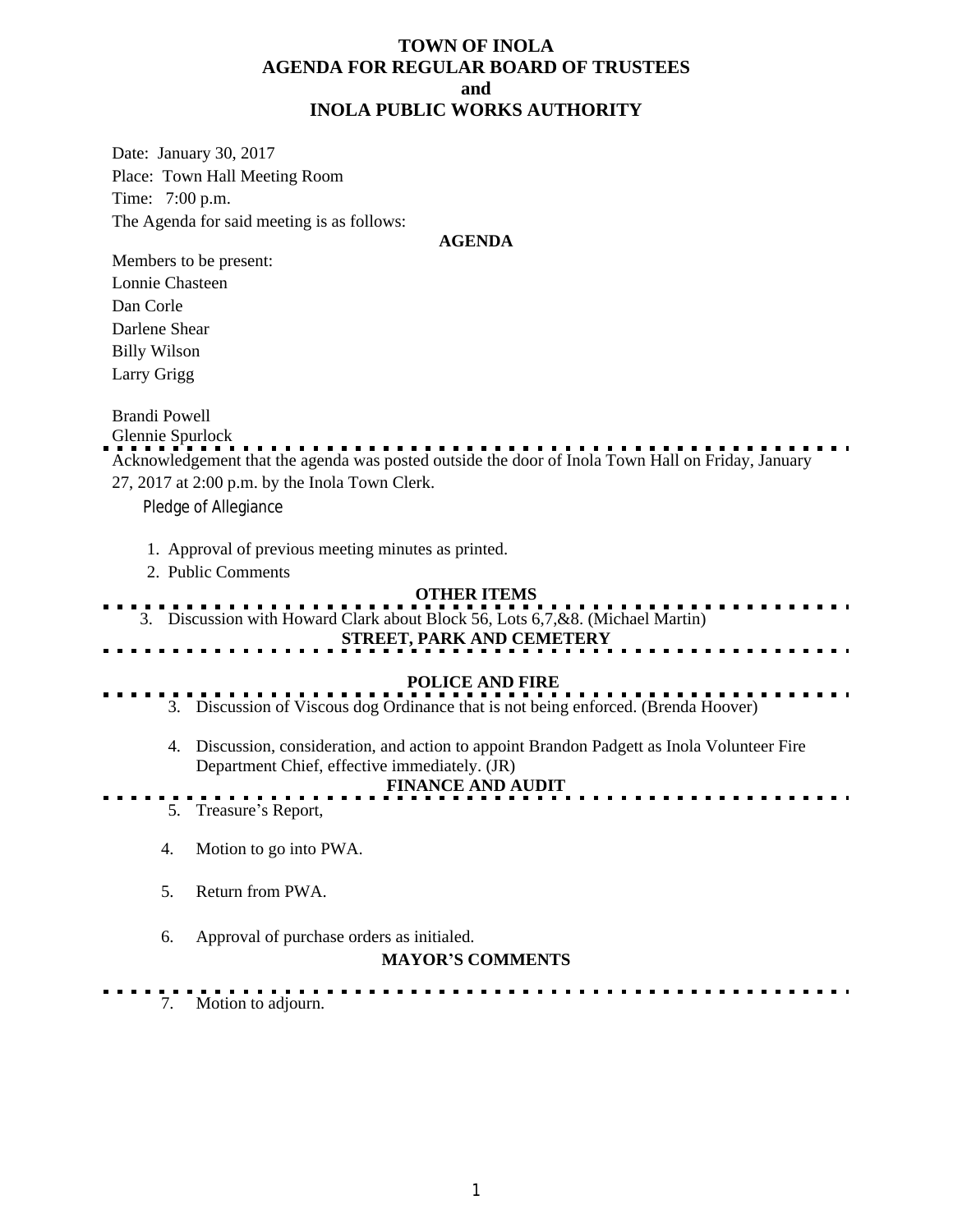# TOWN OF INOLA
# AGENDA FOR REGULAR BOARD OF TRUSTEES
# and
# INOLA PUBLIC WORKS AUTHORITY

Date: January 30, 2017
Place: Town Hall Meeting Room
Time: 7:00 p.m.
The Agenda for said meeting is as follows:

**AGENDA**

Members to be present:
Lonnie Chasteen
Dan Corle
Darlene Shear
Billy Wilson
Larry Grigg

Brandi Powell
Glennie Spurlock

---

Acknowledgement that the agenda was posted outside the door of Inola Town Hall on Friday, January 27, 2017 at 2:00 p.m. by the Inola Town Clerk.

Pledge of Allegiance

1. Approval of previous meeting minutes as printed.
2. Public Comments

**OTHER ITEMS**

3. Discussion with Howard Clark about Block 56, Lots 6,7,&8. (Michael Martin)

**STREET, PARK AND CEMETERY**

**POLICE AND FIRE**

3. Discussion of Viscous dog Ordinance that is not being enforced. (Brenda Hoover)

4. Discussion, consideration, and action to appoint Brandon Padgett as Inola Volunteer Fire Department Chief, effective immediately. (JR)

**FINANCE AND AUDIT**

5. Treasure's Report,

4. Motion to go into PWA.

5. Return from PWA.

6. Approval of purchase orders as initialed.

**MAYOR'S COMMENTS**

7. Motion to adjourn.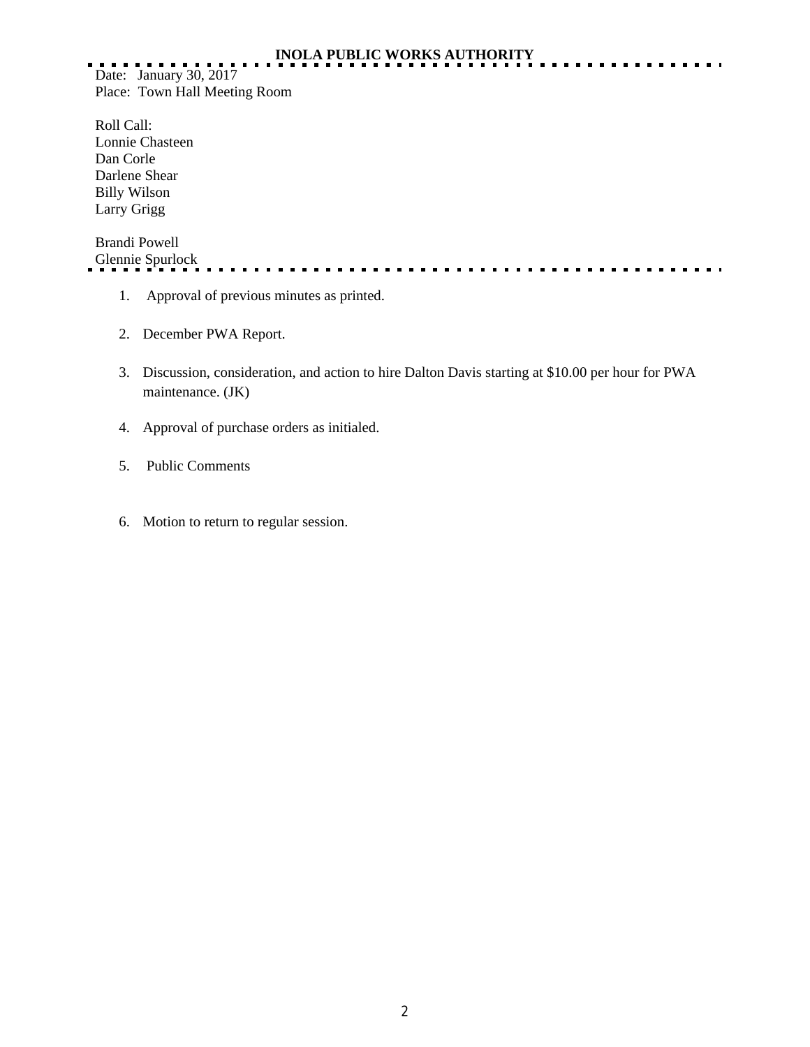**INOLA PUBLIC WORKS AUTHORITY**

Date: January 30, 2017
Place: Town Hall Meeting Room

Roll Call:
Lonnie Chasteen
Dan Corle
Darlene Shear
Billy Wilson
Larry Grigg

Brandi Powell
Glennie Spurlock

1. Approval of previous minutes as printed.

2. December PWA Report.

3. Discussion, consideration, and action to hire Dalton Davis starting at $10.00 per hour for PWA maintenance. (JK)

4. Approval of purchase orders as initialed.

5. Public Comments

6. Motion to return to regular session.